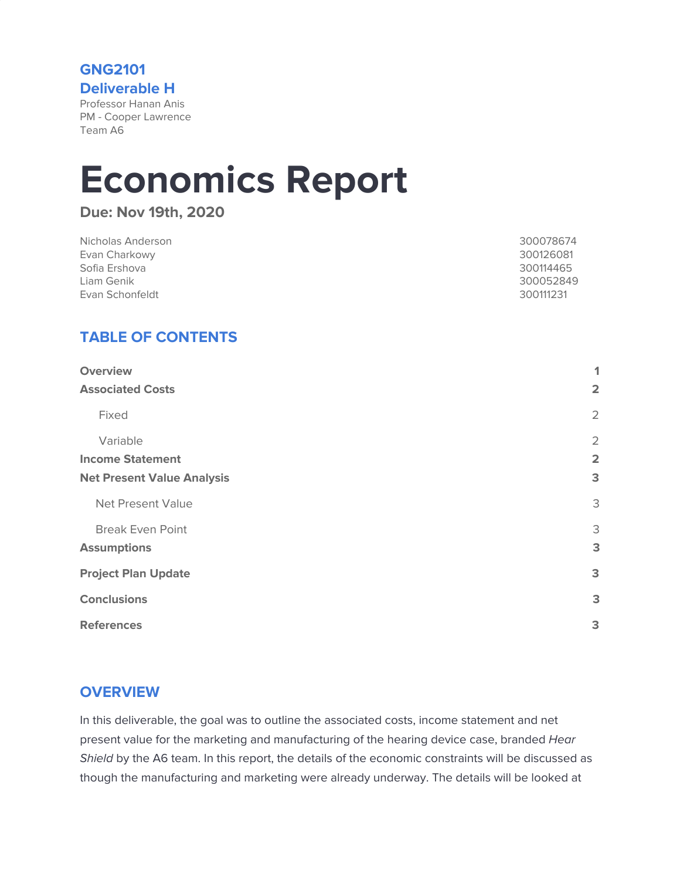**GNG2101**

**Deliverable H**

Professor Hanan Anis
PM - Cooper Lawrence
Team A6

# Economics Report

### Due: Nov 19th, 2020

| | |
|---|---|
| Nicholas Anderson | 300078674 |
| Evan Charkowy | 300126081 |
| Sofia Ershova | 300114465 |
| Liam Genik | 300052849 |
| Evan Schonfeldt | 300111231 |

## TABLE OF CONTENTS

| | |
|---|---|
| **Overview** | **1** |
| **Associated Costs** | **2** |
| Fixed | 2 |
| Variable | 2 |
| **Income Statement** | **2** |
| **Net Present Value Analysis** | **3** |
| Net Present Value | 3 |
| Break Even Point | 3 |
| **Assumptions** | **3** |
| **Project Plan Update** | **3** |
| **Conclusions** | **3** |
| **References** | **3** |

## OVERVIEW

In this deliverable, the goal was to outline the associated costs, income statement and net present value for the marketing and manufacturing of the hearing device case, branded *Hear Shield* by the A6 team. In this report, the details of the economic constraints will be discussed as though the manufacturing and marketing were already underway. The details will be looked at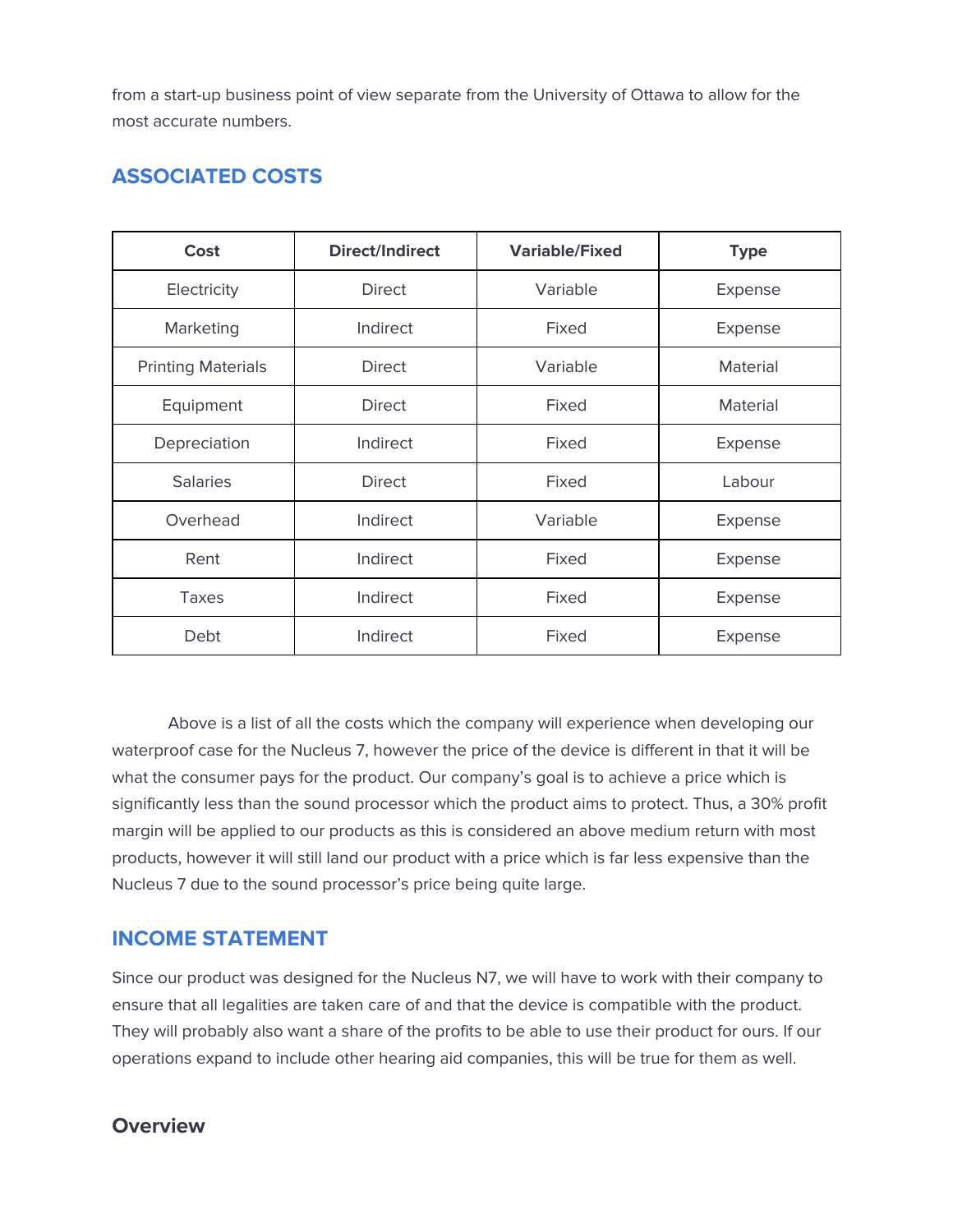from a start-up business point of view separate from the University of Ottawa to allow for the most accurate numbers.

## ASSOCIATED COSTS

| Cost | Direct/Indirect | Variable/Fixed | Type |
|---|---|---|---|
| Electricity | Direct | Variable | Expense |
| Marketing | Indirect | Fixed | Expense |
| Printing Materials | Direct | Variable | Material |
| Equipment | Direct | Fixed | Material |
| Depreciation | Indirect | Fixed | Expense |
| Salaries | Direct | Fixed | Labour |
| Overhead | Indirect | Variable | Expense |
| Rent | Indirect | Fixed | Expense |
| Taxes | Indirect | Fixed | Expense |
| Debt | Indirect | Fixed | Expense |

Above is a list of all the costs which the company will experience when developing our waterproof case for the Nucleus 7, however the price of the device is different in that it will be what the consumer pays for the product. Our company's goal is to achieve a price which is significantly less than the sound processor which the product aims to protect. Thus, a 30% profit margin will be applied to our products as this is considered an above medium return with most products, however it will still land our product with a price which is far less expensive than the Nucleus 7 due to the sound processor's price being quite large.

## INCOME STATEMENT

Since our product was designed for the Nucleus N7, we will have to work with their company to ensure that all legalities are taken care of and that the device is compatible with the product. They will probably also want a share of the profits to be able to use their product for ours. If our operations expand to include other hearing aid companies, this will be true for them as well.

### Overview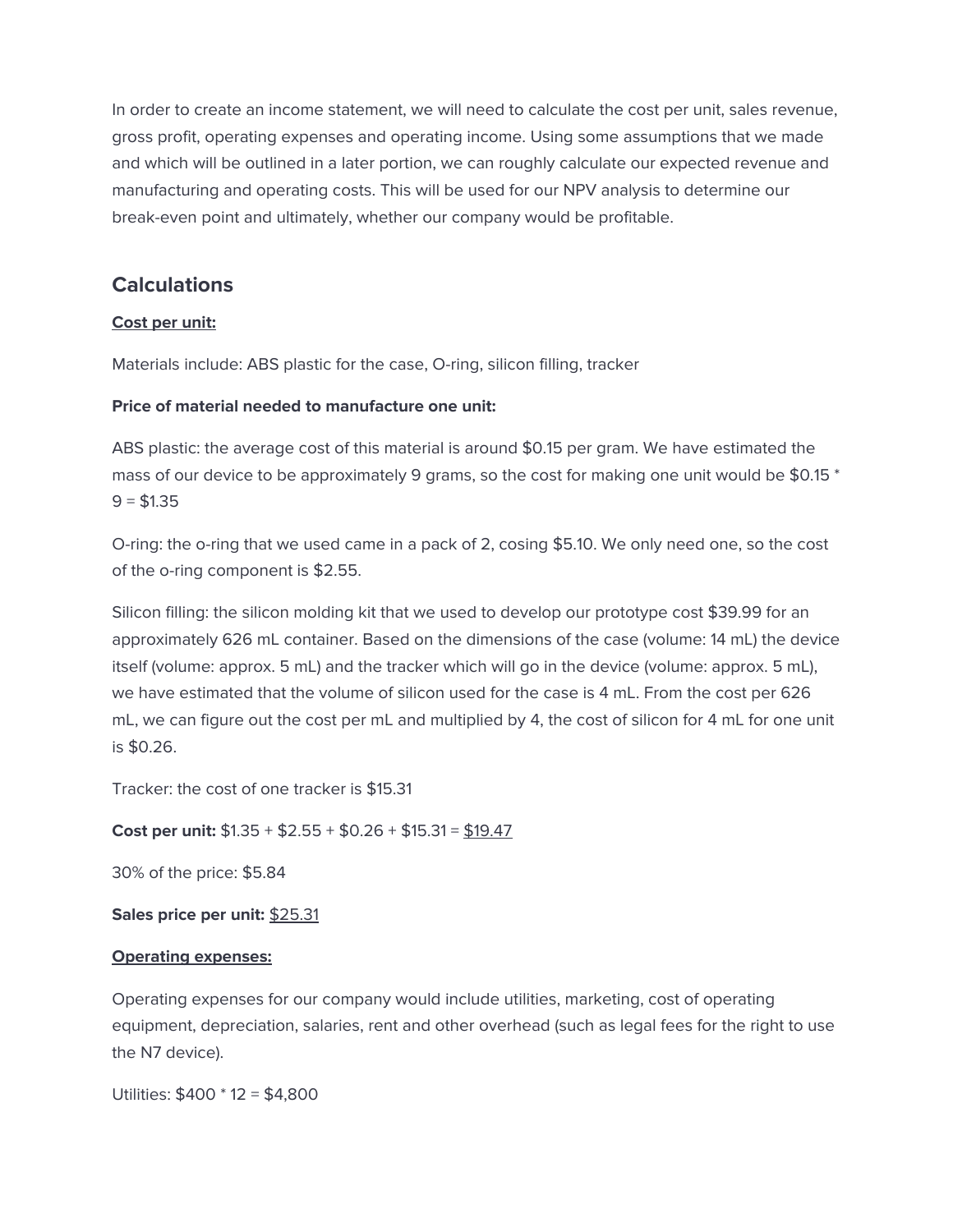In order to create an income statement, we will need to calculate the cost per unit, sales revenue, gross profit, operating expenses and operating income. Using some assumptions that we made and which will be outlined in a later portion, we can roughly calculate our expected revenue and manufacturing and operating costs. This will be used for our NPV analysis to determine our break-even point and ultimately, whether our company would be profitable.

## Calculations

**Cost per unit:**

Materials include: ABS plastic for the case, O-ring, silicon filling, tracker

**Price of material needed to manufacture one unit:**

ABS plastic: the average cost of this material is around $0.15 per gram. We have estimated the mass of our device to be approximately 9 grams, so the cost for making one unit would be $0.15 * 9 = $1.35

O-ring: the o-ring that we used came in a pack of 2, cosing $5.10. We only need one, so the cost of the o-ring component is $2.55.

Silicon filling: the silicon molding kit that we used to develop our prototype cost $39.99 for an approximately 626 mL container. Based on the dimensions of the case (volume: 14 mL) the device itself (volume: approx. 5 mL) and the tracker which will go in the device (volume: approx. 5 mL), we have estimated that the volume of silicon used for the case is 4 mL. From the cost per 626 mL, we can figure out the cost per mL and multiplied by 4, the cost of silicon for 4 mL for one unit is $0.26.

Tracker: the cost of one tracker is $15.31

**Cost per unit:** $1.35 + $2.55 + $0.26 + $15.31 = $19.47

30% of the price: $5.84

**Sales price per unit:** $25.31

**Operating expenses:**

Operating expenses for our company would include utilities, marketing, cost of operating equipment, depreciation, salaries, rent and other overhead (such as legal fees for the right to use the N7 device).

Utilities: $400 * 12 = $4,800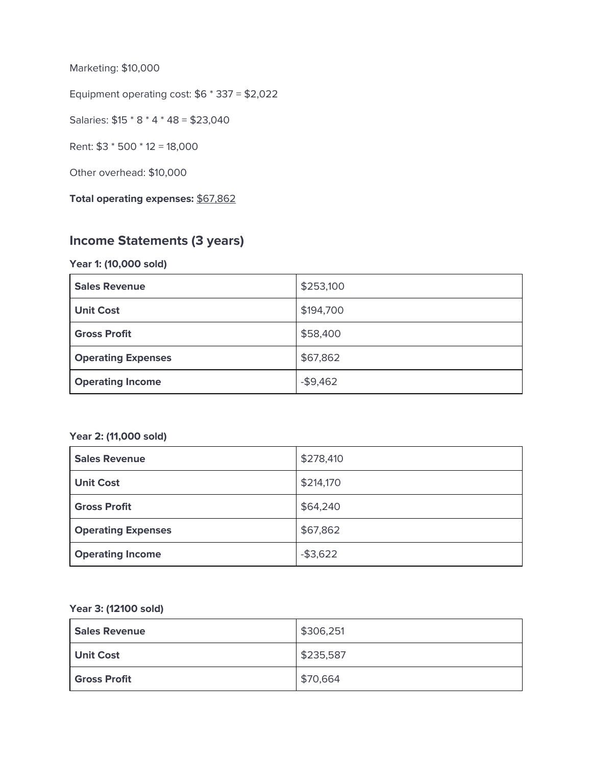Marketing: $10,000

Equipment operating cost: $6 * 337 = $2,022

Salaries: $15 * 8 * 4 * 48 = $23,040

Rent: $3 * 500 * 12 = 18,000

Other overhead: $10,000

**Total operating expenses:** $67,862

## Income Statements (3 years)

**Year 1: (10,000 sold)**

| | |
|---|---|
| **Sales Revenue** | $253,100 |
| **Unit Cost** | $194,700 |
| **Gross Profit** | $58,400 |
| **Operating Expenses** | $67,862 |
| **Operating Income** | -$9,462 |

**Year 2: (11,000 sold)**

| | |
|---|---|
| **Sales Revenue** | $278,410 |
| **Unit Cost** | $214,170 |
| **Gross Profit** | $64,240 |
| **Operating Expenses** | $67,862 |
| **Operating Income** | -$3,622 |

**Year 3: (12100 sold)**

| | |
|---|---|
| **Sales Revenue** | $306,251 |
| **Unit Cost** | $235,587 |
| **Gross Profit** | $70,664 |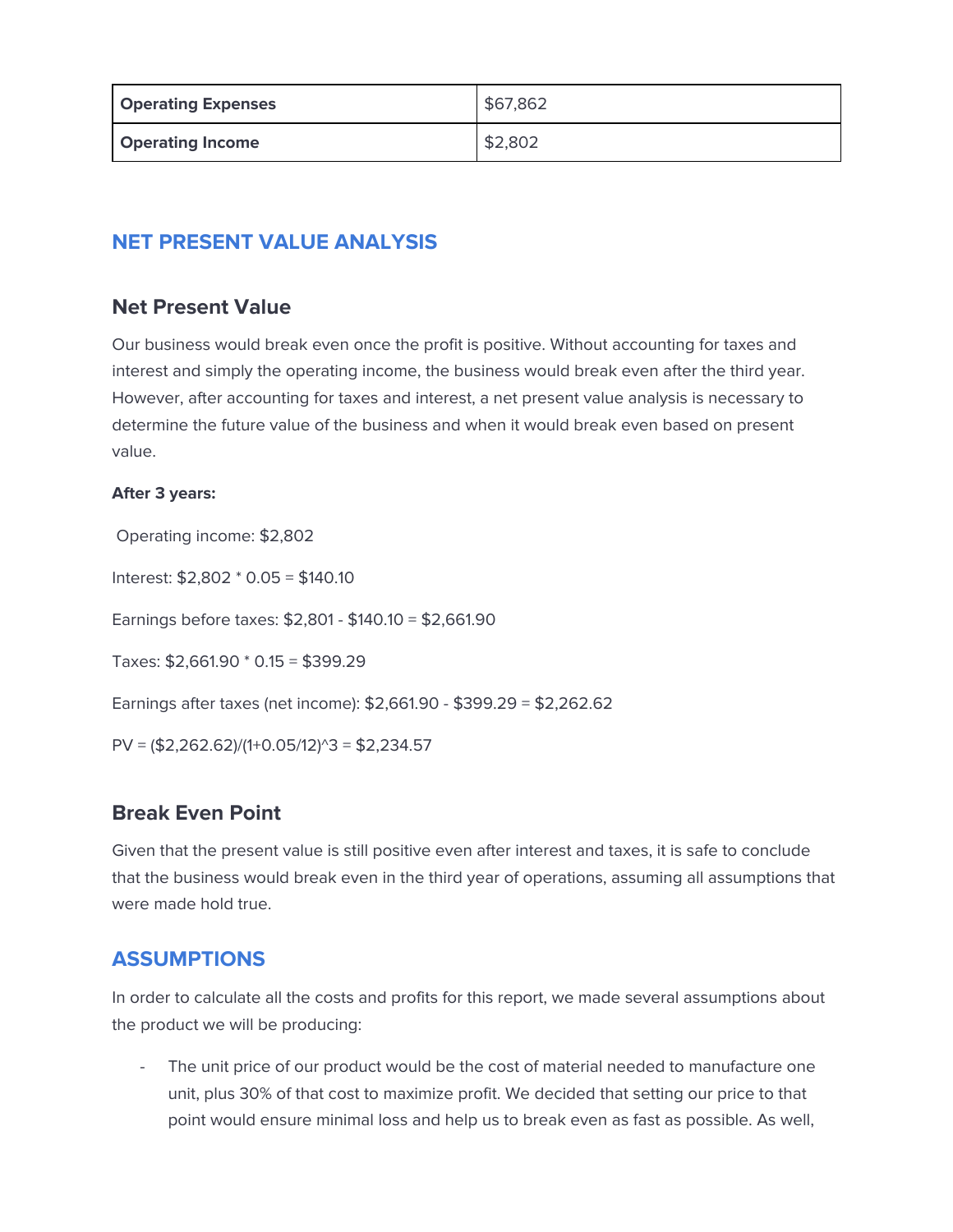| Operating Expenses | $67,862 |
|---|---|
| Operating Income | $2,802 |

## NET PRESENT VALUE ANALYSIS

### Net Present Value

Our business would break even once the profit is positive. Without accounting for taxes and interest and simply the operating income, the business would break even after the third year. However, after accounting for taxes and interest, a net present value analysis is necessary to determine the future value of the business and when it would break even based on present value.

**After 3 years:**

Operating income: $2,802

Interest: $2,802 * 0.05 = $140.10

Earnings before taxes: $2,801 - $140.10 = $2,661.90

Taxes: $2,661.90 * 0.15 = $399.29

Earnings after taxes (net income): $2,661.90 - $399.29 = $2,262.62

PV = ($2,262.62)/(1+0.05/12)^3 = $2,234.57

### Break Even Point

Given that the present value is still positive even after interest and taxes, it is safe to conclude that the business would break even in the third year of operations, assuming all assumptions that were made hold true.

## ASSUMPTIONS

In order to calculate all the costs and profits for this report, we made several assumptions about the product we will be producing:

- The unit price of our product would be the cost of material needed to manufacture one unit, plus 30% of that cost to maximize profit. We decided that setting our price to that point would ensure minimal loss and help us to break even as fast as possible. As well,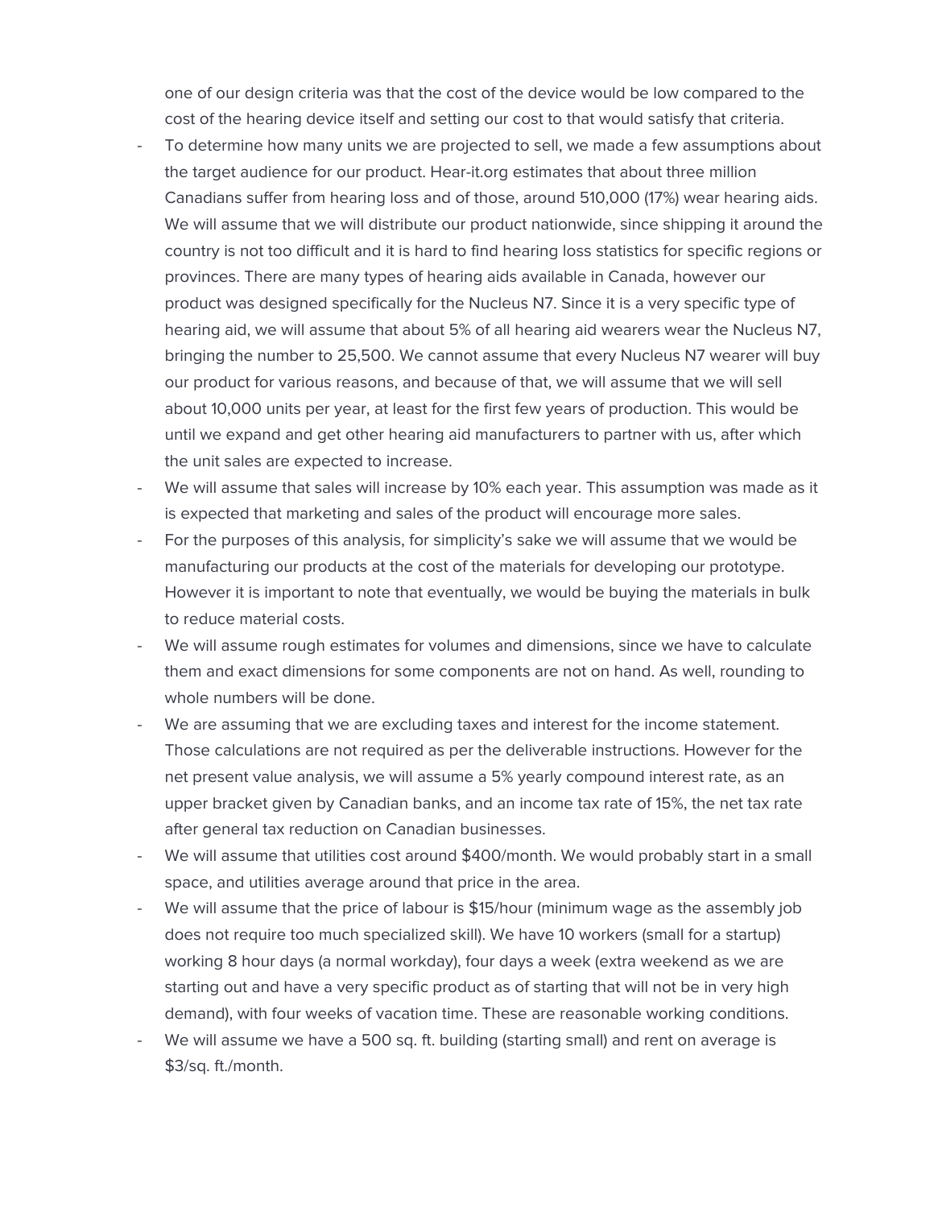one of our design criteria was that the cost of the device would be low compared to the cost of the hearing device itself and setting our cost to that would satisfy that criteria.

- To determine how many units we are projected to sell, we made a few assumptions about the target audience for our product. Hear-it.org estimates that about three million Canadians suffer from hearing loss and of those, around 510,000 (17%) wear hearing aids. We will assume that we will distribute our product nationwide, since shipping it around the country is not too difficult and it is hard to find hearing loss statistics for specific regions or provinces. There are many types of hearing aids available in Canada, however our product was designed specifically for the Nucleus N7. Since it is a very specific type of hearing aid, we will assume that about 5% of all hearing aid wearers wear the Nucleus N7, bringing the number to 25,500. We cannot assume that every Nucleus N7 wearer will buy our product for various reasons, and because of that, we will assume that we will sell about 10,000 units per year, at least for the first few years of production. This would be until we expand and get other hearing aid manufacturers to partner with us, after which the unit sales are expected to increase.
- We will assume that sales will increase by 10% each year. This assumption was made as it is expected that marketing and sales of the product will encourage more sales.
- For the purposes of this analysis, for simplicity's sake we will assume that we would be manufacturing our products at the cost of the materials for developing our prototype. However it is important to note that eventually, we would be buying the materials in bulk to reduce material costs.
- We will assume rough estimates for volumes and dimensions, since we have to calculate them and exact dimensions for some components are not on hand. As well, rounding to whole numbers will be done.
- We are assuming that we are excluding taxes and interest for the income statement. Those calculations are not required as per the deliverable instructions. However for the net present value analysis, we will assume a 5% yearly compound interest rate, as an upper bracket given by Canadian banks, and an income tax rate of 15%, the net tax rate after general tax reduction on Canadian businesses.
- We will assume that utilities cost around $400/month. We would probably start in a small space, and utilities average around that price in the area.
- We will assume that the price of labour is $15/hour (minimum wage as the assembly job does not require too much specialized skill). We have 10 workers (small for a startup) working 8 hour days (a normal workday), four days a week (extra weekend as we are starting out and have a very specific product as of starting that will not be in very high demand), with four weeks of vacation time. These are reasonable working conditions.
- We will assume we have a 500 sq. ft. building (starting small) and rent on average is $3/sq. ft./month.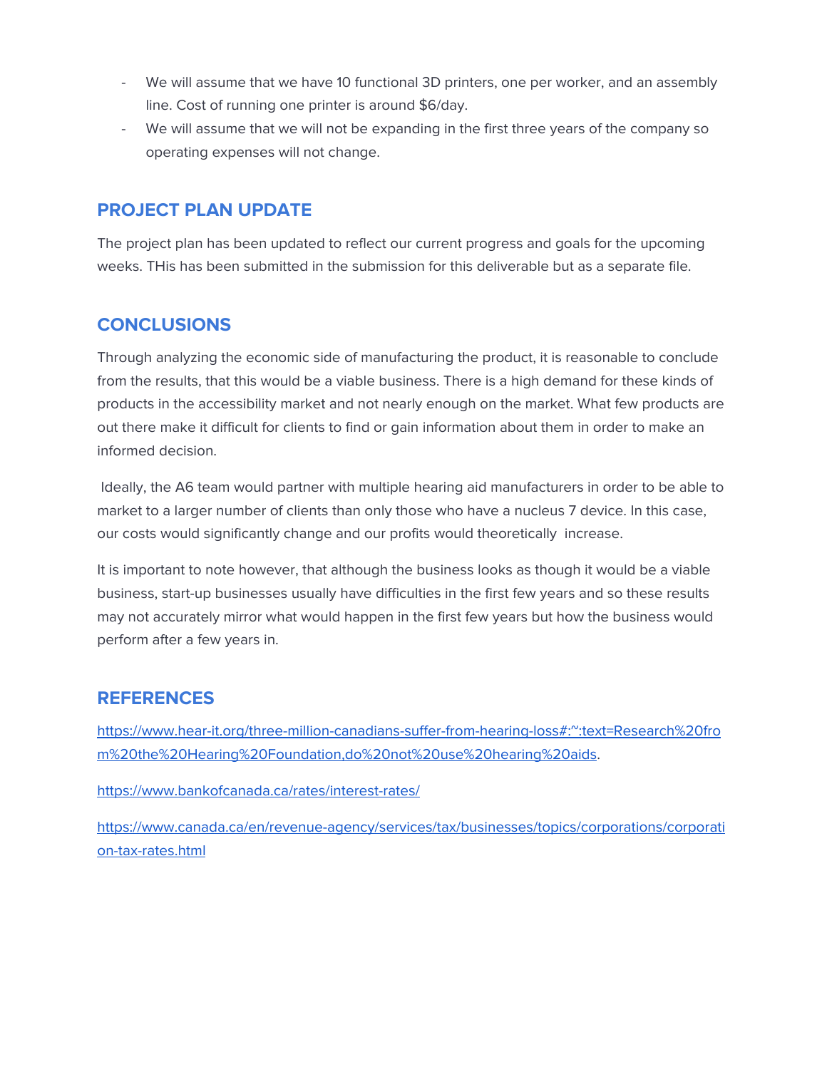- We will assume that we have 10 functional 3D printers, one per worker, and an assembly line. Cost of running one printer is around $6/day.
- We will assume that we will not be expanding in the first three years of the company so operating expenses will not change.

## PROJECT PLAN UPDATE

The project plan has been updated to reflect our current progress and goals for the upcoming weeks. THis has been submitted in the submission for this deliverable but as a separate file.

## CONCLUSIONS

Through analyzing the economic side of manufacturing the product, it is reasonable to conclude from the results, that this would be a viable business. There is a high demand for these kinds of products in the accessibility market and not nearly enough on the market. What few products are out there make it difficult for clients to find or gain information about them in order to make an informed decision.

Ideally, the A6 team would partner with multiple hearing aid manufacturers in order to be able to market to a larger number of clients than only those who have a nucleus 7 device. In this case, our costs would significantly change and our profits would theoretically increase.

It is important to note however, that although the business looks as though it would be a viable business, start-up businesses usually have difficulties in the first few years and so these results may not accurately mirror what would happen in the first few years but how the business would perform after a few years in.

## REFERENCES

https://www.hear-it.org/three-million-canadians-suffer-from-hearing-loss#:~:text=Research%20from%20the%20Hearing%20Foundation,do%20not%20use%20hearing%20aids.

https://www.bankofcanada.ca/rates/interest-rates/

https://www.canada.ca/en/revenue-agency/services/tax/businesses/topics/corporations/corporation-tax-rates.html